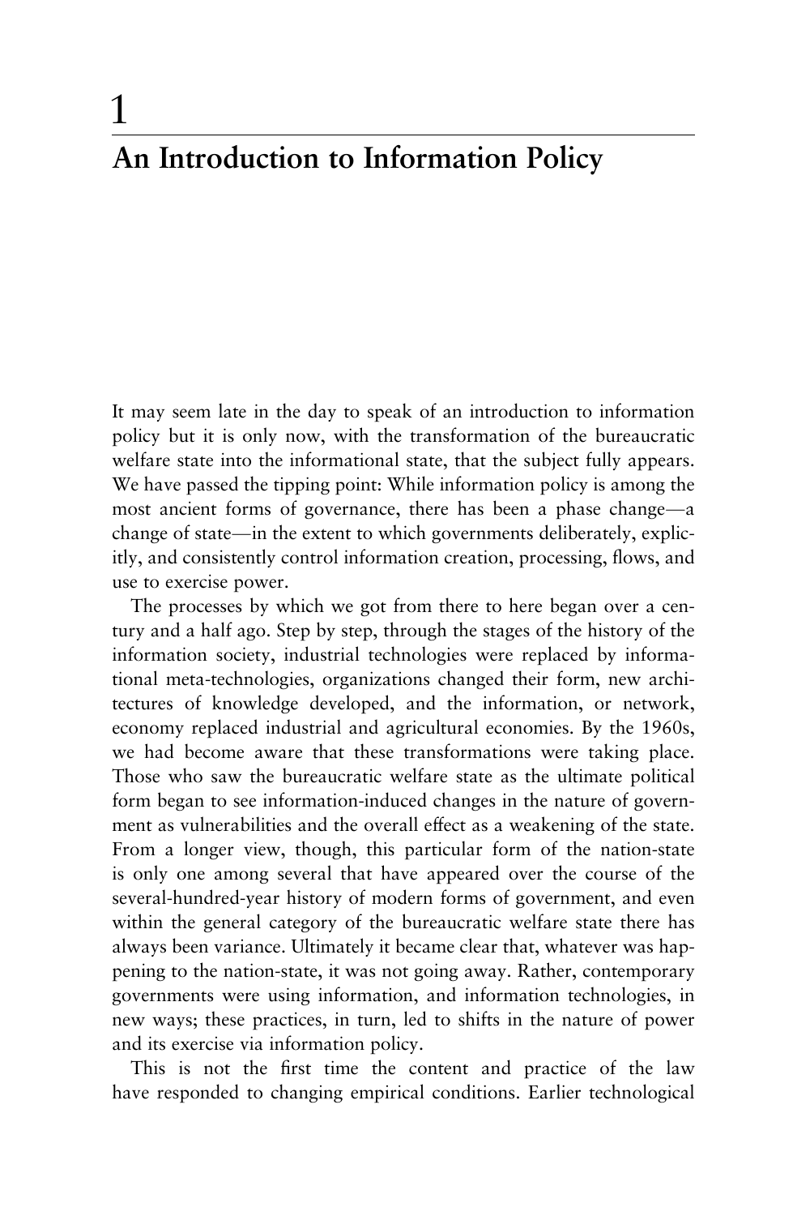# 1

# An Introduction to Information Policy

It may seem late in the day to speak of an introduction to information policy but it is only now, with the transformation of the bureaucratic welfare state into the informational state, that the subject fully appears. We have passed the tipping point: While information policy is among the most ancient forms of governance, there has been a phase change—a change of state—in the extent to which governments deliberately, explicitly, and consistently control information creation, processing, flows, and use to exercise power.

The processes by which we got from there to here began over a century and a half ago. Step by step, through the stages of the history of the information society, industrial technologies were replaced by informational meta-technologies, organizations changed their form, new architectures of knowledge developed, and the information, or network, economy replaced industrial and agricultural economies. By the 1960s, we had become aware that these transformations were taking place. Those who saw the bureaucratic welfare state as the ultimate political form began to see information-induced changes in the nature of government as vulnerabilities and the overall effect as a weakening of the state. From a longer view, though, this particular form of the nation-state is only one among several that have appeared over the course of the several-hundred-year history of modern forms of government, and even within the general category of the bureaucratic welfare state there has always been variance. Ultimately it became clear that, whatever was happening to the nation-state, it was not going away. Rather, contemporary governments were using information, and information technologies, in new ways; these practices, in turn, led to shifts in the nature of power and its exercise via information policy.

This is not the first time the content and practice of the law have responded to changing empirical conditions. Earlier technological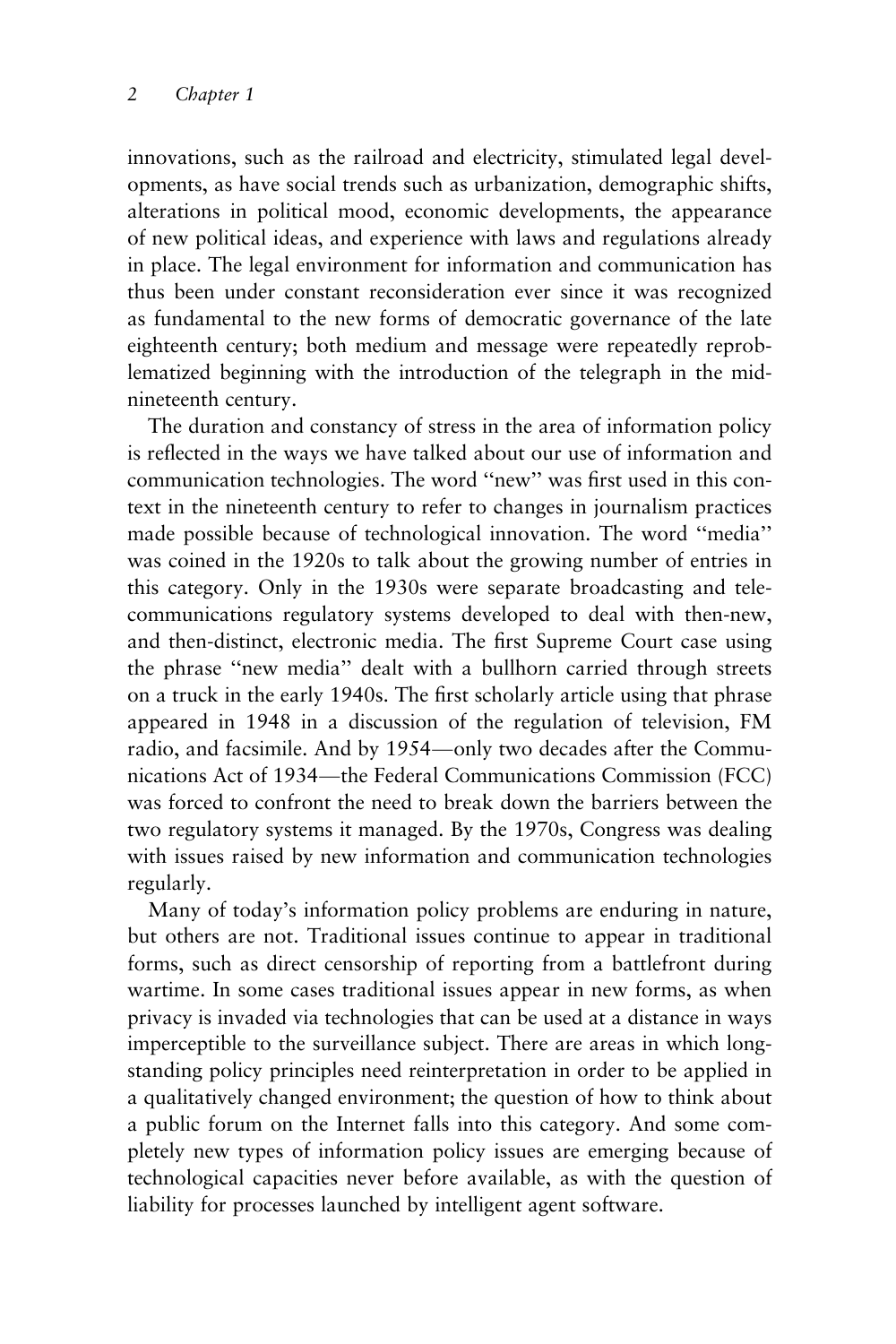innovations, such as the railroad and electricity, stimulated legal developments, as have social trends such as urbanization, demographic shifts, alterations in political mood, economic developments, the appearance of new political ideas, and experience with laws and regulations already in place. The legal environment for information and communication has thus been under constant reconsideration ever since it was recognized as fundamental to the new forms of democratic governance of the late eighteenth century; both medium and message were repeatedly reproblematized beginning with the introduction of the telegraph in the mid-nineteenth century.

The duration and constancy of stress in the area of information policy is reflected in the ways we have talked about our use of information and communication technologies. The word "new" was first used in this context in the nineteenth century to refer to changes in journalism practices made possible because of technological innovation. The word "media" was coined in the 1920s to talk about the growing number of entries in this category. Only in the 1930s were separate broadcasting and telecommunications regulatory systems developed to deal with then-new, and then-distinct, electronic media. The first Supreme Court case using the phrase "new media" dealt with a bullhorn carried through streets on a truck in the early 1940s. The first scholarly article using that phrase appeared in 1948 in a discussion of the regulation of television, FM radio, and facsimile. And by 1954—only two decades after the Communications Act of 1934—the Federal Communications Commission (FCC) was forced to confront the need to break down the barriers between the two regulatory systems it managed. By the 1970s, Congress was dealing with issues raised by new information and communication technologies regularly.

Many of today's information policy problems are enduring in nature, but others are not. Traditional issues continue to appear in traditional forms, such as direct censorship of reporting from a battlefront during wartime. In some cases traditional issues appear in new forms, as when privacy is invaded via technologies that can be used at a distance in ways imperceptible to the surveillance subject. There are areas in which longstanding policy principles need reinterpretation in order to be applied in a qualitatively changed environment; the question of how to think about a public forum on the Internet falls into this category. And some completely new types of information policy issues are emerging because of technological capacities never before available, as with the question of liability for processes launched by intelligent agent software.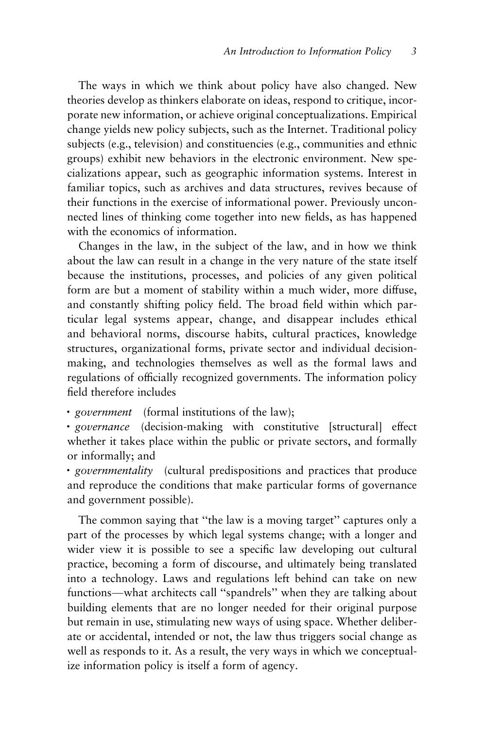The ways in which we think about policy have also changed. New theories develop as thinkers elaborate on ideas, respond to critique, incorporate new information, or achieve original conceptualizations. Empirical change yields new policy subjects, such as the Internet. Traditional policy subjects (e.g., television) and constituencies (e.g., communities and ethnic groups) exhibit new behaviors in the electronic environment. New specializations appear, such as geographic information systems. Interest in familiar topics, such as archives and data structures, revives because of their functions in the exercise of informational power. Previously unconnected lines of thinking come together into new fields, as has happened with the economics of information.

Changes in the law, in the subject of the law, and in how we think about the law can result in a change in the very nature of the state itself because the institutions, processes, and policies of any given political form are but a moment of stability within a much wider, more diffuse, and constantly shifting policy field. The broad field within which particular legal systems appear, change, and disappear includes ethical and behavioral norms, discourse habits, cultural practices, knowledge structures, organizational forms, private sector and individual decision-making, and technologies themselves as well as the formal laws and regulations of officially recognized governments. The information policy field therefore includes

- *government* (formal institutions of the law);
- *governance* (decision-making with constitutive [structural] effect whether it takes place within the public or private sectors, and formally or informally; and
- *governmentality* (cultural predispositions and practices that produce and reproduce the conditions that make particular forms of governance and government possible).

The common saying that "the law is a moving target" captures only a part of the processes by which legal systems change; with a longer and wider view it is possible to see a specific law developing out cultural practice, becoming a form of discourse, and ultimately being translated into a technology. Laws and regulations left behind can take on new functions—what architects call "spandrels" when they are talking about building elements that are no longer needed for their original purpose but remain in use, stimulating new ways of using space. Whether deliberate or accidental, intended or not, the law thus triggers social change as well as responds to it. As a result, the very ways in which we conceptualize information policy is itself a form of agency.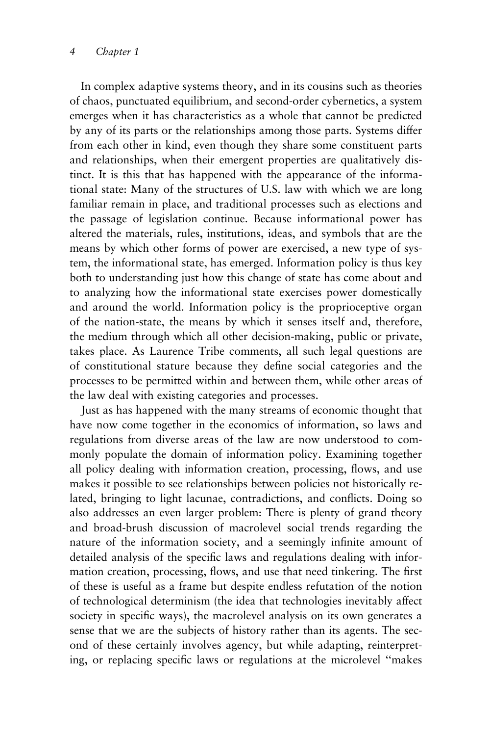In complex adaptive systems theory, and in its cousins such as theories of chaos, punctuated equilibrium, and second-order cybernetics, a system emerges when it has characteristics as a whole that cannot be predicted by any of its parts or the relationships among those parts. Systems differ from each other in kind, even though they share some constituent parts and relationships, when their emergent properties are qualitatively distinct. It is this that has happened with the appearance of the informational state: Many of the structures of U.S. law with which we are long familiar remain in place, and traditional processes such as elections and the passage of legislation continue. Because informational power has altered the materials, rules, institutions, ideas, and symbols that are the means by which other forms of power are exercised, a new type of system, the informational state, has emerged. Information policy is thus key both to understanding just how this change of state has come about and to analyzing how the informational state exercises power domestically and around the world. Information policy is the proprioceptive organ of the nation-state, the means by which it senses itself and, therefore, the medium through which all other decision-making, public or private, takes place. As Laurence Tribe comments, all such legal questions are of constitutional stature because they define social categories and the processes to be permitted within and between them, while other areas of the law deal with existing categories and processes.

Just as has happened with the many streams of economic thought that have now come together in the economics of information, so laws and regulations from diverse areas of the law are now understood to commonly populate the domain of information policy. Examining together all policy dealing with information creation, processing, flows, and use makes it possible to see relationships between policies not historically related, bringing to light lacunae, contradictions, and conflicts. Doing so also addresses an even larger problem: There is plenty of grand theory and broad-brush discussion of macrolevel social trends regarding the nature of the information society, and a seemingly infinite amount of detailed analysis of the specific laws and regulations dealing with information creation, processing, flows, and use that need tinkering. The first of these is useful as a frame but despite endless refutation of the notion of technological determinism (the idea that technologies inevitably affect society in specific ways), the macrolevel analysis on its own generates a sense that we are the subjects of history rather than its agents. The second of these certainly involves agency, but while adapting, reinterpreting, or replacing specific laws or regulations at the microlevel "makes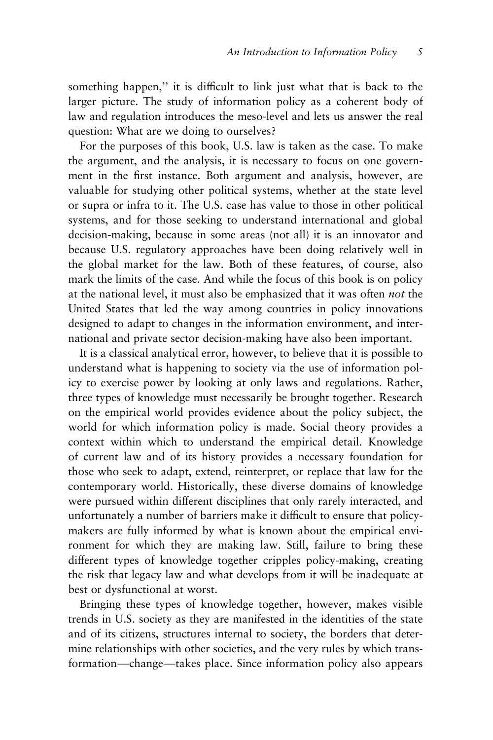something happen," it is difficult to link just what that is back to the larger picture. The study of information policy as a coherent body of law and regulation introduces the meso-level and lets us answer the real question: What are we doing to ourselves?

For the purposes of this book, U.S. law is taken as the case. To make the argument, and the analysis, it is necessary to focus on one government in the first instance. Both argument and analysis, however, are valuable for studying other political systems, whether at the state level or supra or infra to it. The U.S. case has value to those in other political systems, and for those seeking to understand international and global decision-making, because in some areas (not all) it is an innovator and because U.S. regulatory approaches have been doing relatively well in the global market for the law. Both of these features, of course, also mark the limits of the case. And while the focus of this book is on policy at the national level, it must also be emphasized that it was often *not* the United States that led the way among countries in policy innovations designed to adapt to changes in the information environment, and international and private sector decision-making have also been important.

It is a classical analytical error, however, to believe that it is possible to understand what is happening to society via the use of information policy to exercise power by looking at only laws and regulations. Rather, three types of knowledge must necessarily be brought together. Research on the empirical world provides evidence about the policy subject, the world for which information policy is made. Social theory provides a context within which to understand the empirical detail. Knowledge of current law and of its history provides a necessary foundation for those who seek to adapt, extend, reinterpret, or replace that law for the contemporary world. Historically, these diverse domains of knowledge were pursued within different disciplines that only rarely interacted, and unfortunately a number of barriers make it difficult to ensure that policy-makers are fully informed by what is known about the empirical environment for which they are making law. Still, failure to bring these different types of knowledge together cripples policy-making, creating the risk that legacy law and what develops from it will be inadequate at best or dysfunctional at worst.

Bringing these types of knowledge together, however, makes visible trends in U.S. society as they are manifested in the identities of the state and of its citizens, structures internal to society, the borders that determine relationships with other societies, and the very rules by which transformation—change—takes place. Since information policy also appears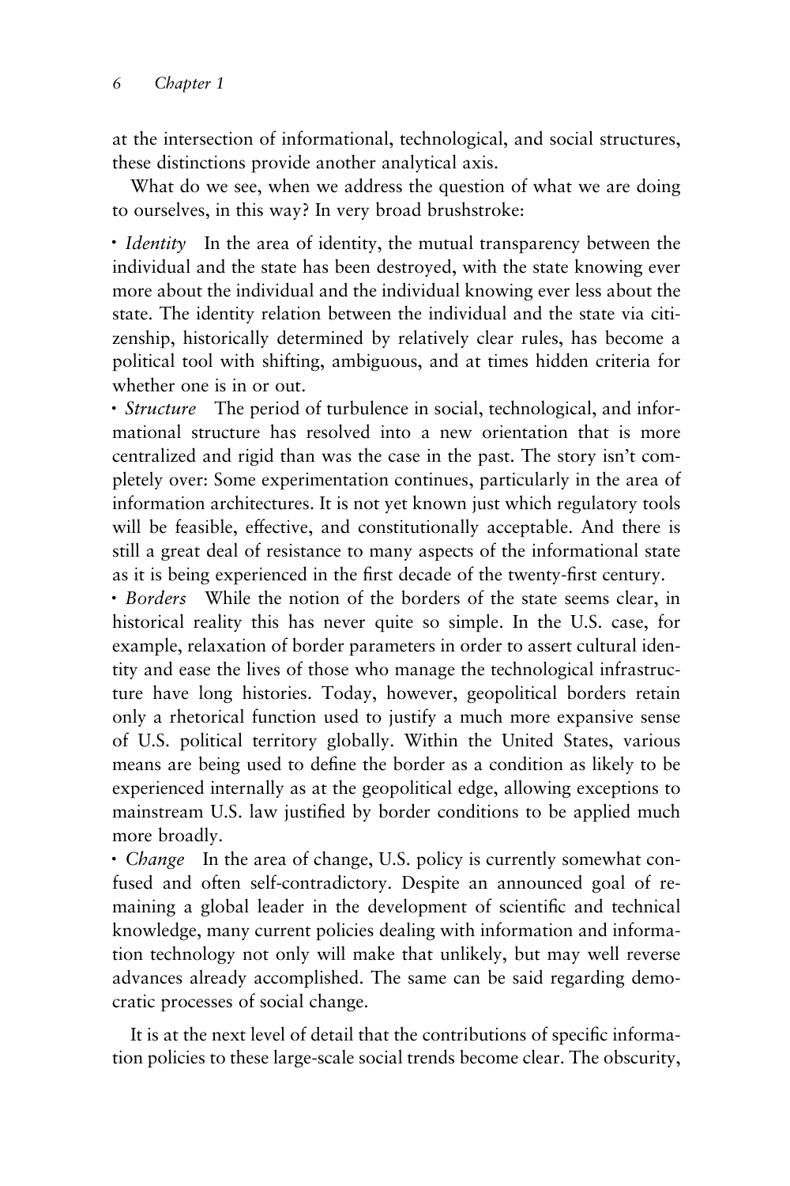at the intersection of informational, technological, and social structures, these distinctions provide another analytical axis.

What do we see, when we address the question of what we are doing to ourselves, in this way? In very broad brushstroke:

- *Identity* In the area of identity, the mutual transparency between the individual and the state has been destroyed, with the state knowing ever more about the individual and the individual knowing ever less about the state. The identity relation between the individual and the state via citizenship, historically determined by relatively clear rules, has become a political tool with shifting, ambiguous, and at times hidden criteria for whether one is in or out.
- *Structure* The period of turbulence in social, technological, and informational structure has resolved into a new orientation that is more centralized and rigid than was the case in the past. The story isn't completely over: Some experimentation continues, particularly in the area of information architectures. It is not yet known just which regulatory tools will be feasible, effective, and constitutionally acceptable. And there is still a great deal of resistance to many aspects of the informational state as it is being experienced in the first decade of the twenty-first century.
- *Borders* While the notion of the borders of the state seems clear, in historical reality this has never quite so simple. In the U.S. case, for example, relaxation of border parameters in order to assert cultural identity and ease the lives of those who manage the technological infrastructure have long histories. Today, however, geopolitical borders retain only a rhetorical function used to justify a much more expansive sense of U.S. political territory globally. Within the United States, various means are being used to define the border as a condition as likely to be experienced internally as at the geopolitical edge, allowing exceptions to mainstream U.S. law justified by border conditions to be applied much more broadly.
- *Change* In the area of change, U.S. policy is currently somewhat confused and often self-contradictory. Despite an announced goal of remaining a global leader in the development of scientific and technical knowledge, many current policies dealing with information and information technology not only will make that unlikely, but may well reverse advances already accomplished. The same can be said regarding democratic processes of social change.

It is at the next level of detail that the contributions of specific information policies to these large-scale social trends become clear. The obscurity,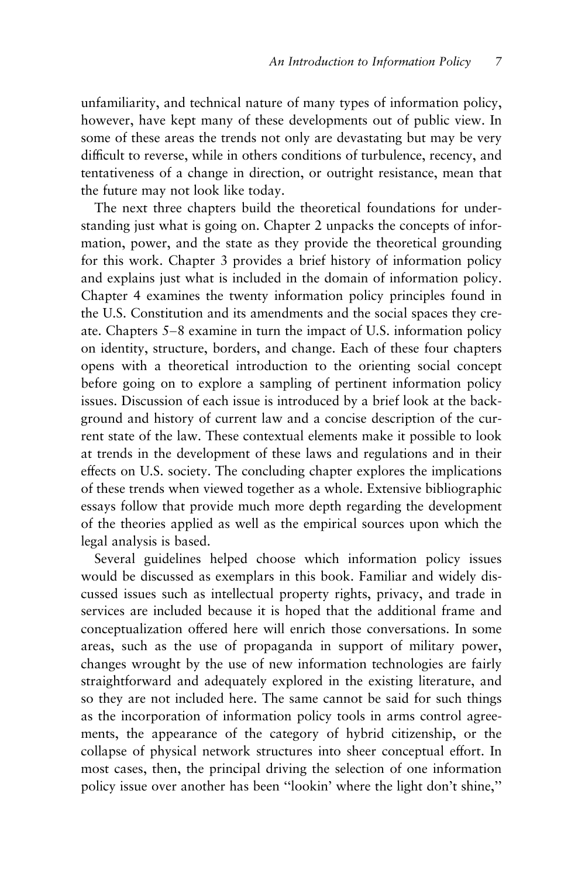unfamiliarity, and technical nature of many types of information policy, however, have kept many of these developments out of public view. In some of these areas the trends not only are devastating but may be very difficult to reverse, while in others conditions of turbulence, recency, and tentativeness of a change in direction, or outright resistance, mean that the future may not look like today.

The next three chapters build the theoretical foundations for understanding just what is going on. Chapter 2 unpacks the concepts of information, power, and the state as they provide the theoretical grounding for this work. Chapter 3 provides a brief history of information policy and explains just what is included in the domain of information policy. Chapter 4 examines the twenty information policy principles found in the U.S. Constitution and its amendments and the social spaces they create. Chapters 5–8 examine in turn the impact of U.S. information policy on identity, structure, borders, and change. Each of these four chapters opens with a theoretical introduction to the orienting social concept before going on to explore a sampling of pertinent information policy issues. Discussion of each issue is introduced by a brief look at the background and history of current law and a concise description of the current state of the law. These contextual elements make it possible to look at trends in the development of these laws and regulations and in their effects on U.S. society. The concluding chapter explores the implications of these trends when viewed together as a whole. Extensive bibliographic essays follow that provide much more depth regarding the development of the theories applied as well as the empirical sources upon which the legal analysis is based.

Several guidelines helped choose which information policy issues would be discussed as exemplars in this book. Familiar and widely discussed issues such as intellectual property rights, privacy, and trade in services are included because it is hoped that the additional frame and conceptualization offered here will enrich those conversations. In some areas, such as the use of propaganda in support of military power, changes wrought by the use of new information technologies are fairly straightforward and adequately explored in the existing literature, and so they are not included here. The same cannot be said for such things as the incorporation of information policy tools in arms control agreements, the appearance of the category of hybrid citizenship, or the collapse of physical network structures into sheer conceptual effort. In most cases, then, the principal driving the selection of one information policy issue over another has been "lookin' where the light don't shine,"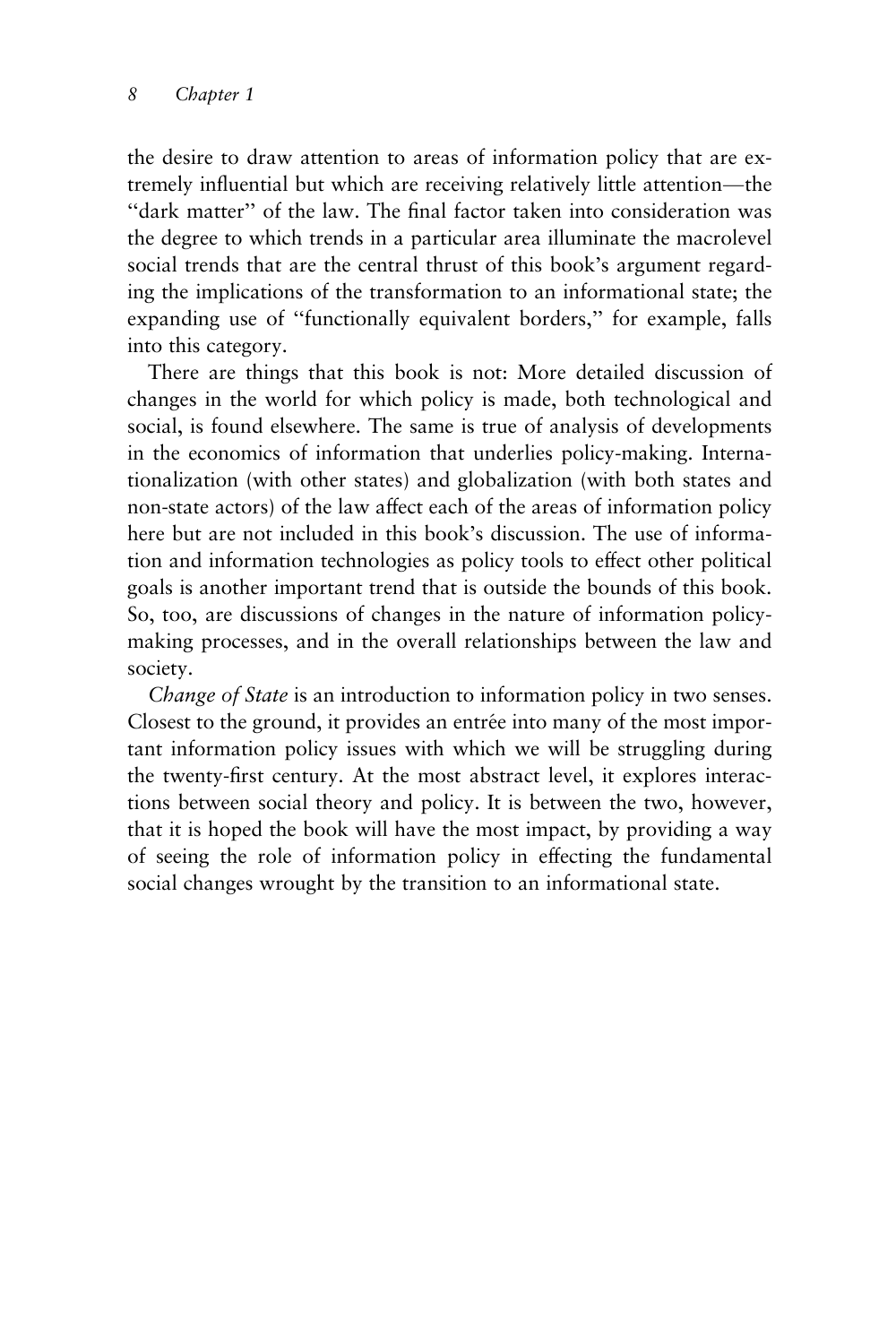the desire to draw attention to areas of information policy that are extremely influential but which are receiving relatively little attention—the "dark matter" of the law. The final factor taken into consideration was the degree to which trends in a particular area illuminate the macrolevel social trends that are the central thrust of this book's argument regarding the implications of the transformation to an informational state; the expanding use of "functionally equivalent borders," for example, falls into this category.

There are things that this book is not: More detailed discussion of changes in the world for which policy is made, both technological and social, is found elsewhere. The same is true of analysis of developments in the economics of information that underlies policy-making. Internationalization (with other states) and globalization (with both states and non-state actors) of the law affect each of the areas of information policy here but are not included in this book's discussion. The use of information and information technologies as policy tools to effect other political goals is another important trend that is outside the bounds of this book. So, too, are discussions of changes in the nature of information policy-making processes, and in the overall relationships between the law and society.

*Change of State* is an introduction to information policy in two senses. Closest to the ground, it provides an entrée into many of the most important information policy issues with which we will be struggling during the twenty-first century. At the most abstract level, it explores interactions between social theory and policy. It is between the two, however, that it is hoped the book will have the most impact, by providing a way of seeing the role of information policy in effecting the fundamental social changes wrought by the transition to an informational state.